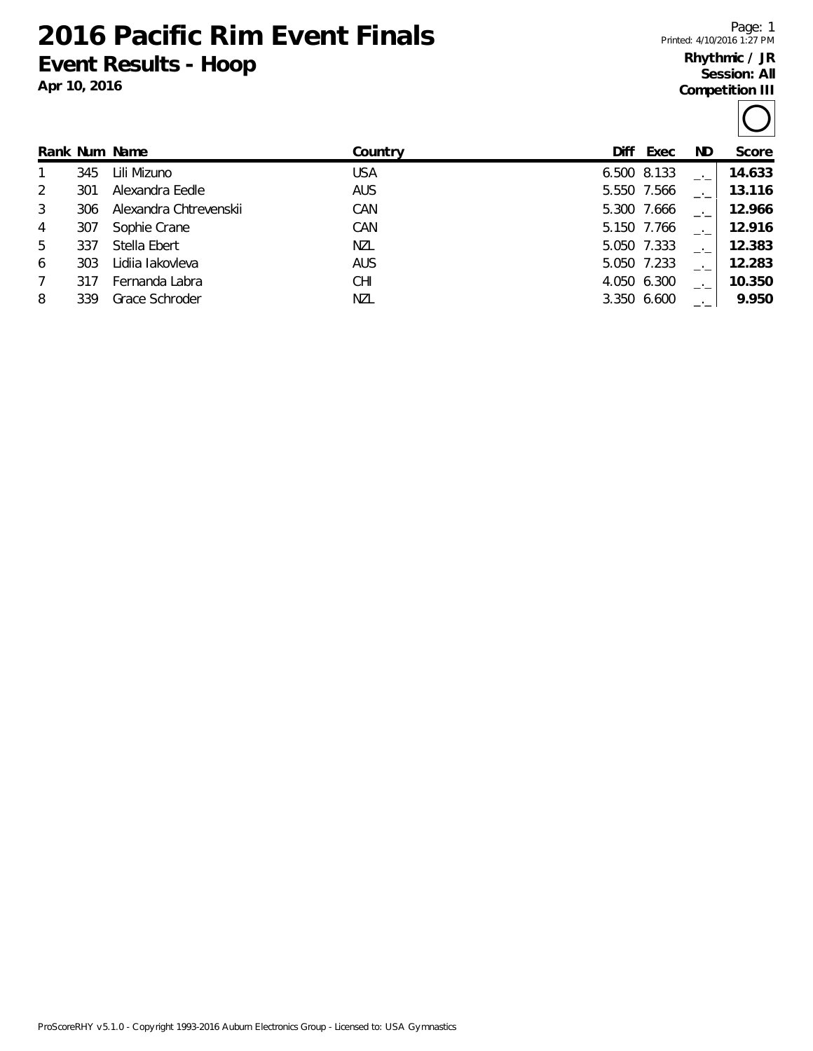# 2016 Pacific Rim Event Finals

## Event Results - Hoop

**Apr 10, 2016**

Printed: 4/10/2016 1:27 PM

**Rhythmic / JR**
**Session: All**
**Competition III**

| Rank | Num | Name | Country | Diff | Exec | ND | Score |
|---|---|---|---|---|---|---|---|
| 1 | 345 | Lili Mizuno | USA | 6.500 | 8.133 | _._ | **14.633** |
| 2 | 301 | Alexandra Eedle | AUS | 5.550 | 7.566 | _._ | **13.116** |
| 3 | 306 | Alexandra Chtrevenskii | CAN | 5.300 | 7.666 | _._ | **12.966** |
| 4 | 307 | Sophie Crane | CAN | 5.150 | 7.766 | _._ | **12.916** |
| 5 | 337 | Stella Ebert | NZL | 5.050 | 7.333 | _._ | **12.383** |
| 6 | 303 | Lidiia Iakovleva | AUS | 5.050 | 7.233 | _._ | **12.283** |
| 7 | 317 | Fernanda Labra | CHI | 4.050 | 6.300 | _._ | **10.350** |
| 8 | 339 | Grace Schroder | NZL | 3.350 | 6.600 | _._ | **9.950** |

ProScoreRHY v5.1.0 - Copyright 1993-2016 Auburn Electronics Group - Licensed to: USA Gymnastics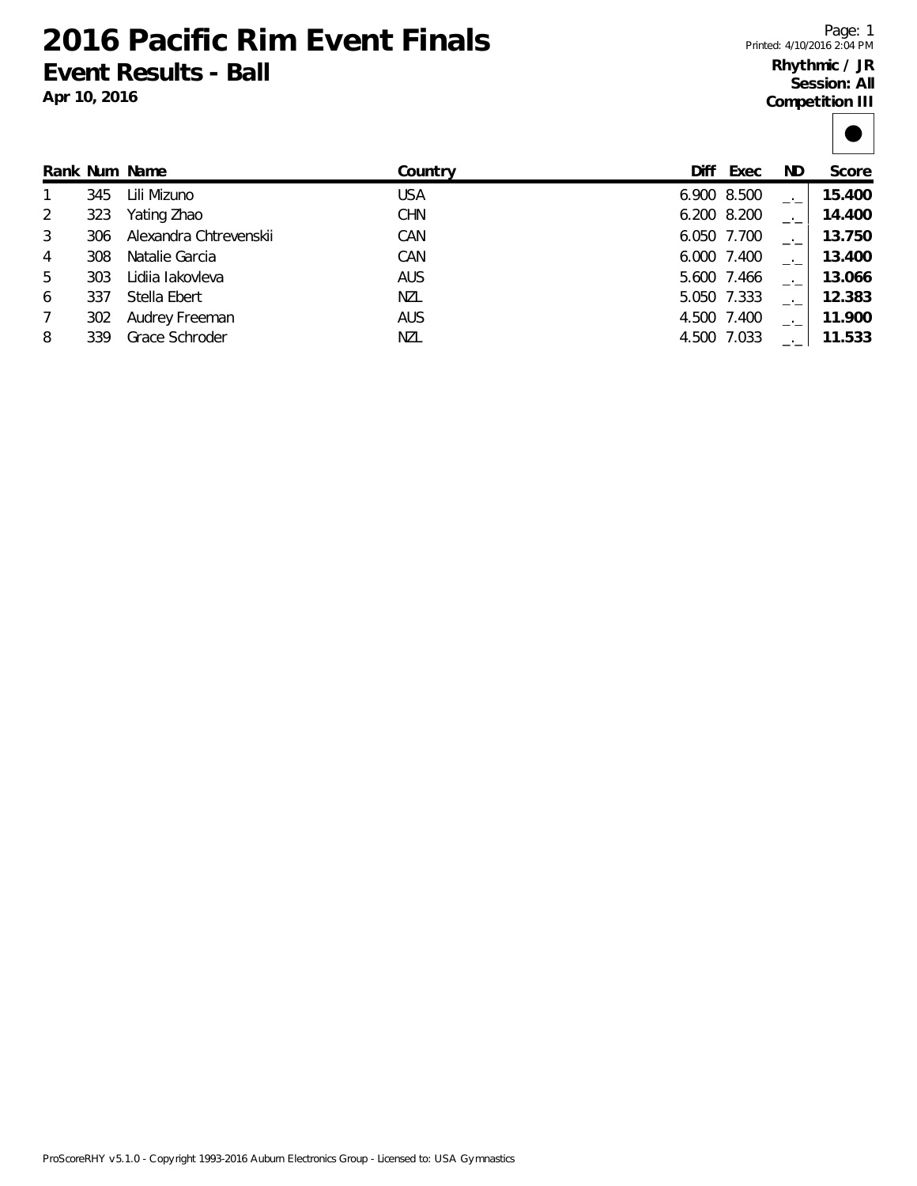# 2016 Pacific Rim Event Finals

## Event Results - Ball

**Apr 10, 2016**

**Rhythmic / JR**
**Session: All**
**Competition III**

| Rank | Num | Name | Country | Diff | Exec | ND | Score |
|---|---|---|---|---|---|---|---|
| 1 | 345 | Lili Mizuno | USA | 6.900 | 8.500 | _._ | **15.400** |
| 2 | 323 | Yating Zhao | CHN | 6.200 | 8.200 | _._ | **14.400** |
| 3 | 306 | Alexandra Chtrevenskii | CAN | 6.050 | 7.700 | _._ | **13.750** |
| 4 | 308 | Natalie Garcia | CAN | 6.000 | 7.400 | _._ | **13.400** |
| 5 | 303 | Lidiia Iakovleva | AUS | 5.600 | 7.466 | _._ | **13.066** |
| 6 | 337 | Stella Ebert | NZL | 5.050 | 7.333 | _._ | **12.383** |
| 7 | 302 | Audrey Freeman | AUS | 4.500 | 7.400 | _._ | **11.900** |
| 8 | 339 | Grace Schroder | NZL | 4.500 | 7.033 | _._ | **11.533** |

ProScoreRHY v5.1.0 - Copyright 1993-2016 Auburn Electronics Group - Licensed to: USA Gymnastics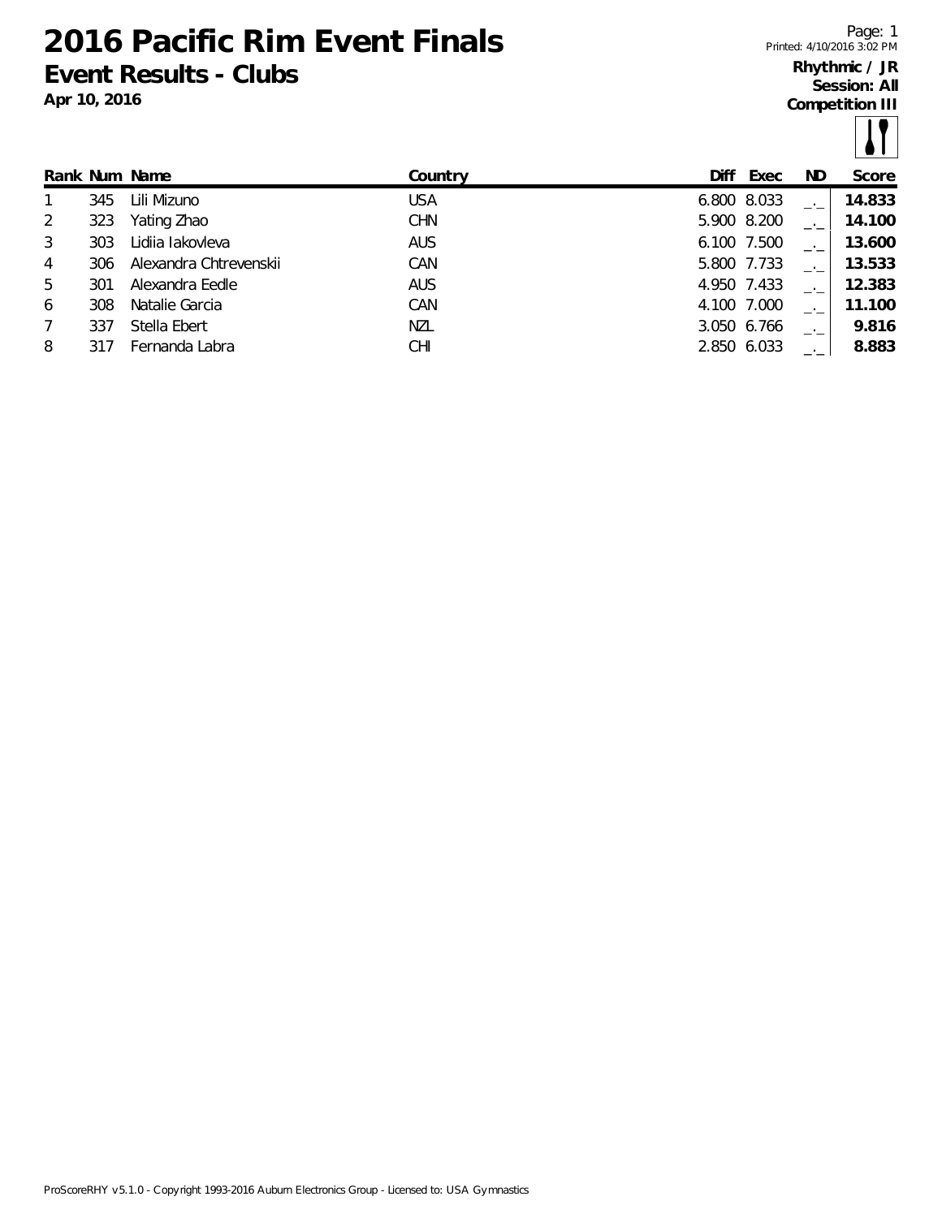# 2016 Pacific Rim Event Finals

## Event Results - Clubs

**Apr 10, 2016**

**Rhythmic / JR**
**Session: All**
**Competition III**

| Rank | Num | Name | Country | Diff | Exec | ND | Score |
|---|---|---|---|---|---|---|---|
| 1 | 345 | Lili Mizuno | USA | 6.800 | 8.033 | _._ | **14.833** |
| 2 | 323 | Yating Zhao | CHN | 5.900 | 8.200 | _._ | **14.100** |
| 3 | 303 | Lidiia Iakovleva | AUS | 6.100 | 7.500 | _._ | **13.600** |
| 4 | 306 | Alexandra Chtrevenskii | CAN | 5.800 | 7.733 | _._ | **13.533** |
| 5 | 301 | Alexandra Eedle | AUS | 4.950 | 7.433 | _._ | **12.383** |
| 6 | 308 | Natalie Garcia | CAN | 4.100 | 7.000 | _._ | **11.100** |
| 7 | 337 | Stella Ebert | NZL | 3.050 | 6.766 | _._ | **9.816** |
| 8 | 317 | Fernanda Labra | CHI | 2.850 | 6.033 | _._ | **8.883** |

ProScoreRHY v5.1.0 - Copyright 1993-2016 Auburn Electronics Group - Licensed to: USA Gymnastics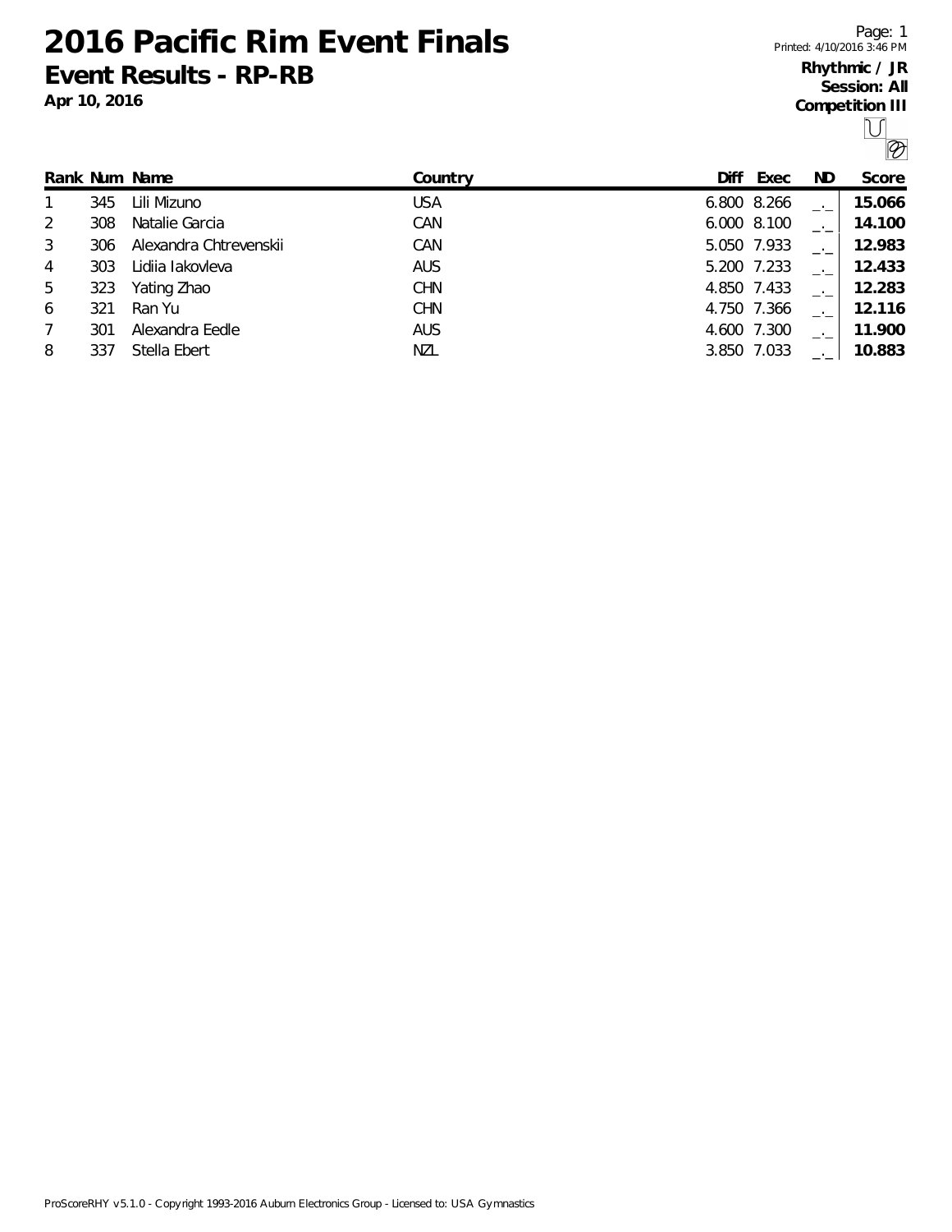# 2016 Pacific Rim Event Finals

## Event Results - RP-RB

**Apr 10, 2016**

Page: 1
Printed: 4/10/2016 3:46 PM

**Rhythmic / JR**
**Session: All**
**Competition III**

| Rank | Num | Name | Country | Diff | Exec | ND | Score |
|---|---|---|---|---|---|---|---|
| 1 | 345 | Lili Mizuno | USA | 6.800 | 8.266 | _._ | **15.066** |
| 2 | 308 | Natalie Garcia | CAN | 6.000 | 8.100 | _._ | **14.100** |
| 3 | 306 | Alexandra Chtrevenskii | CAN | 5.050 | 7.933 | _._ | **12.983** |
| 4 | 303 | Lidiia Iakovleva | AUS | 5.200 | 7.233 | _._ | **12.433** |
| 5 | 323 | Yating Zhao | CHN | 4.850 | 7.433 | _._ | **12.283** |
| 6 | 321 | Ran Yu | CHN | 4.750 | 7.366 | _._ | **12.116** |
| 7 | 301 | Alexandra Eedle | AUS | 4.600 | 7.300 | _._ | **11.900** |
| 8 | 337 | Stella Ebert | NZL | 3.850 | 7.033 | _._ | **10.883** |

ProScoreRHY v5.1.0 - Copyright 1993-2016 Auburn Electronics Group - Licensed to: USA Gymnastics